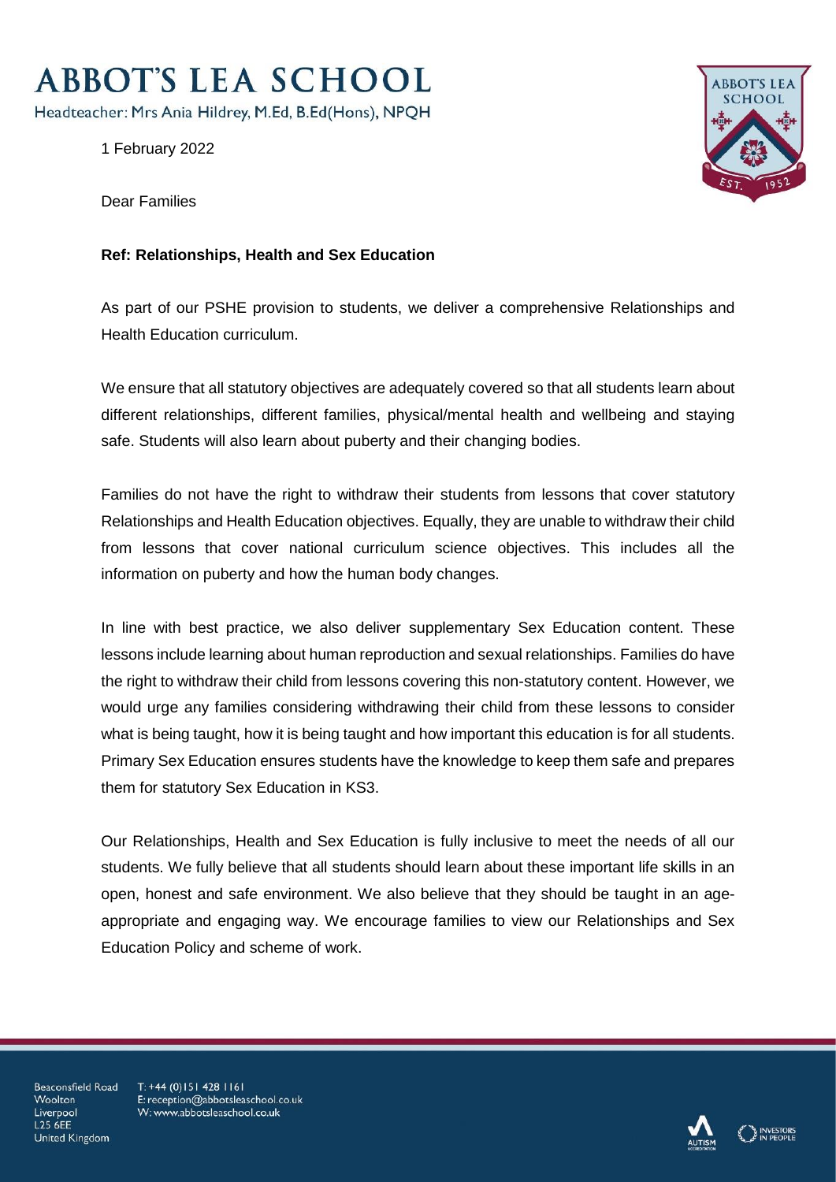# ABBOT'S LEA SCHOOL

Headteacher: Mrs Ania Hildrey, M.Ed, B.Ed(Hons), NPQH

1 February 2022

Dear Families

**Ref: Relationships, Health and Sex Education**

As part of our PSHE provision to students, we deliver a comprehensive Relationships and Health Education curriculum.

We ensure that all statutory objectives are adequately covered so that all students learn about different relationships, different families, physical/mental health and wellbeing and staying safe. Students will also learn about puberty and their changing bodies.

Families do not have the right to withdraw their students from lessons that cover statutory Relationships and Health Education objectives. Equally, they are unable to withdraw their child from lessons that cover national curriculum science objectives. This includes all the information on puberty and how the human body changes.

In line with best practice, we also deliver supplementary Sex Education content. These lessons include learning about human reproduction and sexual relationships. Families do have the right to withdraw their child from lessons covering this non-statutory content. However, we would urge any families considering withdrawing their child from these lessons to consider what is being taught, how it is being taught and how important this education is for all students. Primary Sex Education ensures students have the knowledge to keep them safe and prepares them for statutory Sex Education in KS3.

Our Relationships, Health and Sex Education is fully inclusive to meet the needs of all our students. We fully believe that all students should learn about these important life skills in an open, honest and safe environment. We also believe that they should be taught in an age-appropriate and engaging way. We encourage families to view our Relationships and Sex Education Policy and scheme of work.

Beaconsfield Road
Woolton
Liverpool
L25 6EE
United Kingdom

T: +44 (0)151 428 1161
E: reception@abbotsleaschool.co.uk
W: www.abbotsleaschool.co.uk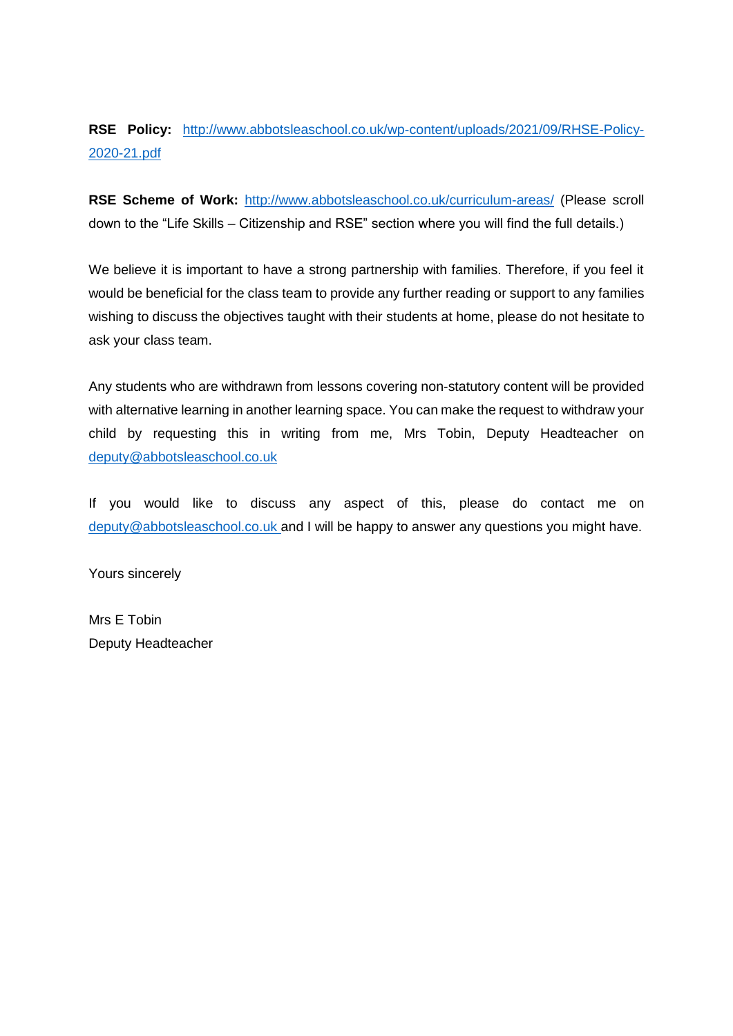**RSE Policy:** http://www.abbotsleaschool.co.uk/wp-content/uploads/2021/09/RHSE-Policy-2020-21.pdf

**RSE Scheme of Work:** http://www.abbotsleaschool.co.uk/curriculum-areas/ (Please scroll down to the "Life Skills – Citizenship and RSE" section where you will find the full details.)

We believe it is important to have a strong partnership with families. Therefore, if you feel it would be beneficial for the class team to provide any further reading or support to any families wishing to discuss the objectives taught with their students at home, please do not hesitate to ask your class team.

Any students who are withdrawn from lessons covering non-statutory content will be provided with alternative learning in another learning space. You can make the request to withdraw your child by requesting this in writing from me, Mrs Tobin, Deputy Headteacher on deputy@abbotsleaschool.co.uk

If you would like to discuss any aspect of this, please do contact me on deputy@abbotsleaschool.co.uk and I will be happy to answer any questions you might have.

Yours sincerely

Mrs E Tobin
Deputy Headteacher